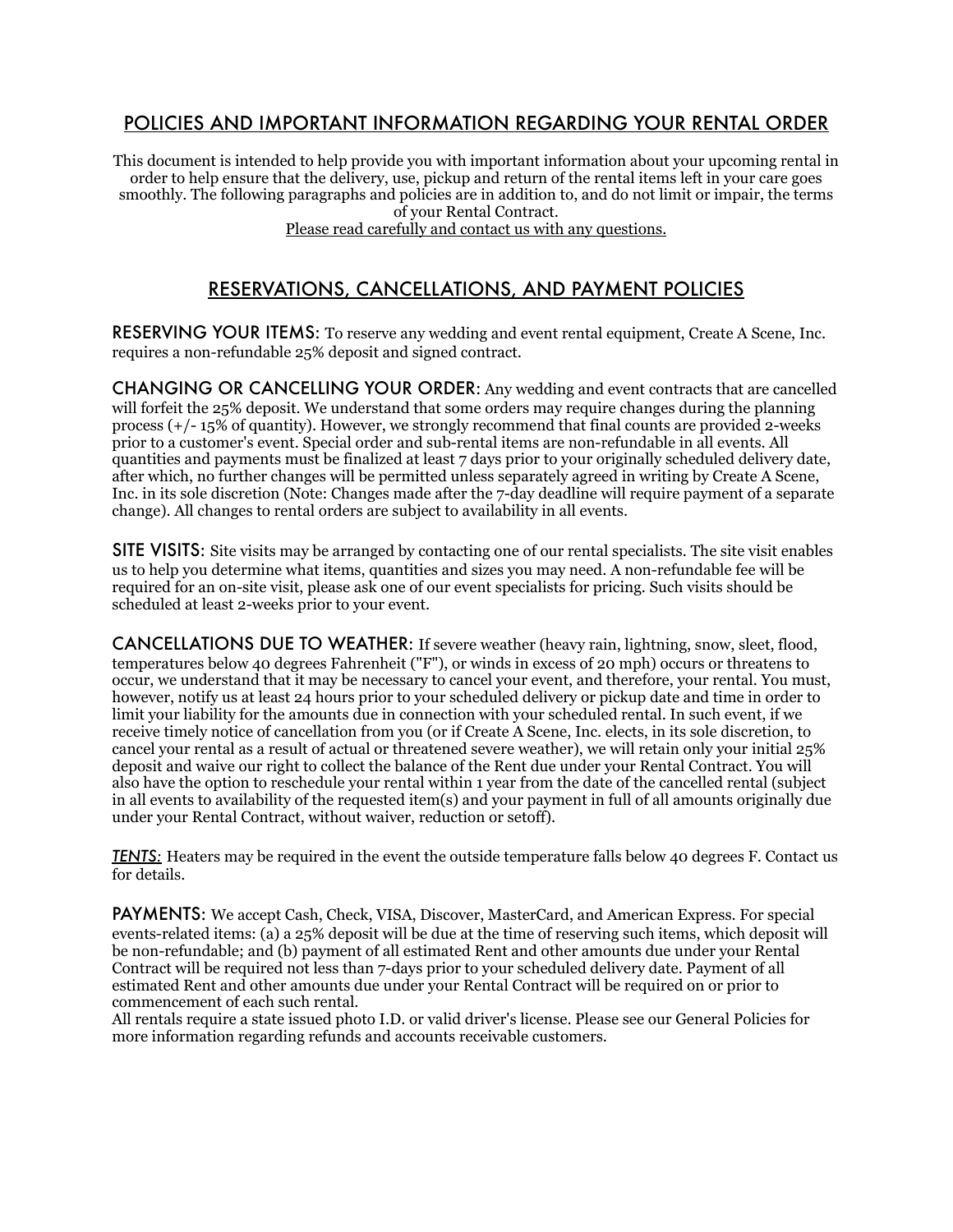## POLICIES AND IMPORTANT INFORMATION REGARDING YOUR RENTAL ORDER

This document is intended to help provide you with important information about your upcoming rental in order to help ensure that the delivery, use, pickup and return of the rental items left in your care goes smoothly. The following paragraphs and policies are in addition to, and do not limit or impair, the terms of your Rental Contract.

Please read carefully and contact us with any questions.

## RESERVATIONS, CANCELLATIONS, AND PAYMENT POLICIES

**RESERVING YOUR ITEMS:** To reserve any wedding and event rental equipment, Create A Scene, Inc. requires a non-refundable 25% deposit and signed contract.

**CHANGING OR CANCELLING YOUR ORDER:** Any wedding and event contracts that are cancelled will forfeit the 25% deposit. We understand that some orders may require changes during the planning process (+/- 15% of quantity). However, we strongly recommend that final counts are provided 2-weeks prior to a customer's event. Special order and sub-rental items are non-refundable in all events. All quantities and payments must be finalized at least 7 days prior to your originally scheduled delivery date, after which, no further changes will be permitted unless separately agreed in writing by Create A Scene, Inc. in its sole discretion (Note: Changes made after the 7-day deadline will require payment of a separate change). All changes to rental orders are subject to availability in all events.

**SITE VISITS:** Site visits may be arranged by contacting one of our rental specialists. The site visit enables us to help you determine what items, quantities and sizes you may need. A non-refundable fee will be required for an on-site visit, please ask one of our event specialists for pricing. Such visits should be scheduled at least 2-weeks prior to your event.

**CANCELLATIONS DUE TO WEATHER:** If severe weather (heavy rain, lightning, snow, sleet, flood, temperatures below 40 degrees Fahrenheit ("F"), or winds in excess of 20 mph) occurs or threatens to occur, we understand that it may be necessary to cancel your event, and therefore, your rental. You must, however, notify us at least 24 hours prior to your scheduled delivery or pickup date and time in order to limit your liability for the amounts due in connection with your scheduled rental. In such event, if we receive timely notice of cancellation from you (or if Create A Scene, Inc. elects, in its sole discretion, to cancel your rental as a result of actual or threatened severe weather), we will retain only your initial 25% deposit and waive our right to collect the balance of the Rent due under your Rental Contract. You will also have the option to reschedule your rental within 1 year from the date of the cancelled rental (subject in all events to availability of the requested item(s) and your payment in full of all amounts originally due under your Rental Contract, without waiver, reduction or setoff).

***TENTS:*** Heaters may be required in the event the outside temperature falls below 40 degrees F. Contact us for details.

**PAYMENTS:** We accept Cash, Check, VISA, Discover, MasterCard, and American Express. For special events-related items: (a) a 25% deposit will be due at the time of reserving such items, which deposit will be non-refundable; and (b) payment of all estimated Rent and other amounts due under your Rental Contract will be required not less than 7-days prior to your scheduled delivery date. Payment of all estimated Rent and other amounts due under your Rental Contract will be required on or prior to commencement of each such rental.

All rentals require a state issued photo I.D. or valid driver's license. Please see our General Policies for more information regarding refunds and accounts receivable customers.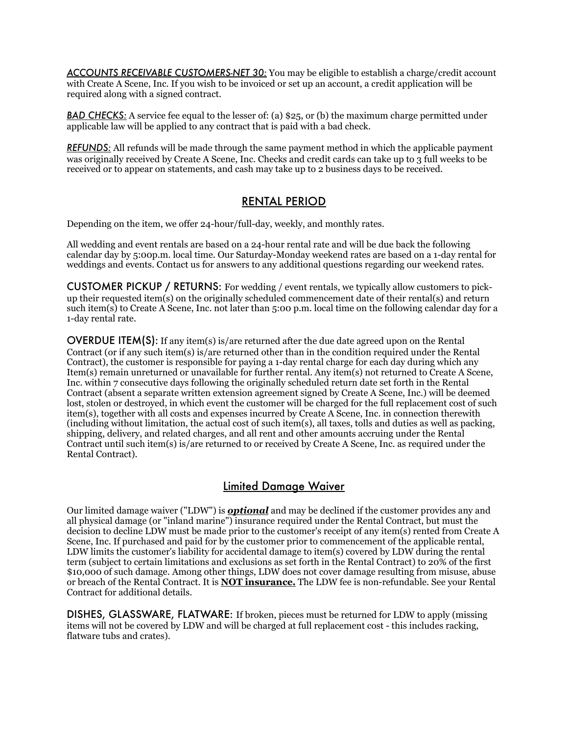***ACCOUNTS RECEIVABLE CUSTOMERS-NET 30:*** You may be eligible to establish a charge/credit account with Create A Scene, Inc. If you wish to be invoiced or set up an account, a credit application will be required along with a signed contract.

***BAD CHECKS:*** A service fee equal to the lesser of: (a) $25, or (b) the maximum charge permitted under applicable law will be applied to any contract that is paid with a bad check.

***REFUNDS:*** All refunds will be made through the same payment method in which the applicable payment was originally received by Create A Scene, Inc. Checks and credit cards can take up to 3 full weeks to be received or to appear on statements, and cash may take up to 2 business days to be received.

## RENTAL PERIOD

Depending on the item, we offer 24-hour/full-day, weekly, and monthly rates.

All wedding and event rentals are based on a 24-hour rental rate and will be due back the following calendar day by 5:00p.m. local time. Our Saturday-Monday weekend rates are based on a 1-day rental for weddings and events. Contact us for answers to any additional questions regarding our weekend rates.

**CUSTOMER PICKUP / RETURNS:** For wedding / event rentals, we typically allow customers to pick-up their requested item(s) on the originally scheduled commencement date of their rental(s) and return such item(s) to Create A Scene, Inc. not later than 5:00 p.m. local time on the following calendar day for a 1-day rental rate.

**OVERDUE ITEM(S):** If any item(s) is/are returned after the due date agreed upon on the Rental Contract (or if any such item(s) is/are returned other than in the condition required under the Rental Contract), the customer is responsible for paying a 1-day rental charge for each day during which any Item(s) remain unreturned or unavailable for further rental. Any item(s) not returned to Create A Scene, Inc. within 7 consecutive days following the originally scheduled return date set forth in the Rental Contract (absent a separate written extension agreement signed by Create A Scene, Inc.) will be deemed lost, stolen or destroyed, in which event the customer will be charged for the full replacement cost of such item(s), together with all costs and expenses incurred by Create A Scene, Inc. in connection therewith (including without limitation, the actual cost of such item(s), all taxes, tolls and duties as well as packing, shipping, delivery, and related charges, and all rent and other amounts accruing under the Rental Contract until such item(s) is/are returned to or received by Create A Scene, Inc. as required under the Rental Contract).

## Limited Damage Waiver

Our limited damage waiver ("LDW") is ***optional*** and may be declined if the customer provides any and all physical damage (or "inland marine") insurance required under the Rental Contract, but must the decision to decline LDW must be made prior to the customer's receipt of any item(s) rented from Create A Scene, Inc. If purchased and paid for by the customer prior to commencement of the applicable rental, LDW limits the customer's liability for accidental damage to item(s) covered by LDW during the rental term (subject to certain limitations and exclusions as set forth in the Rental Contract) to 20% of the first $10,000 of such damage. Among other things, LDW does not cover damage resulting from misuse, abuse or breach of the Rental Contract. It is **NOT insurance.** The LDW fee is non-refundable. See your Rental Contract for additional details.

**DISHES, GLASSWARE, FLATWARE:** If broken, pieces must be returned for LDW to apply (missing items will not be covered by LDW and will be charged at full replacement cost - this includes racking, flatware tubs and crates).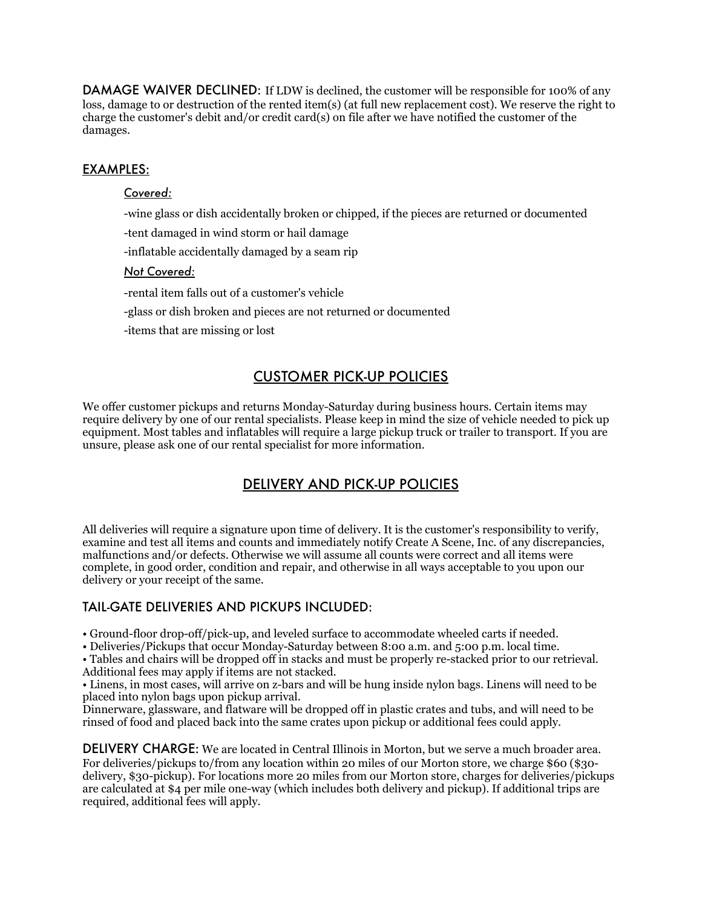**DAMAGE WAIVER DECLINED:** If LDW is declined, the customer will be responsible for 100% of any loss, damage to or destruction of the rented item(s) (at full new replacement cost). We reserve the right to charge the customer's debit and/or credit card(s) on file after we have notified the customer of the damages.

## EXAMPLES:

*Covered:*

-wine glass or dish accidentally broken or chipped, if the pieces are returned or documented

-tent damaged in wind storm or hail damage

-inflatable accidentally damaged by a seam rip

*Not Covered:*

-rental item falls out of a customer's vehicle

-glass or dish broken and pieces are not returned or documented

-items that are missing or lost

## CUSTOMER PICK-UP POLICIES

We offer customer pickups and returns Monday-Saturday during business hours. Certain items may require delivery by one of our rental specialists. Please keep in mind the size of vehicle needed to pick up equipment. Most tables and inflatables will require a large pickup truck or trailer to transport. If you are unsure, please ask one of our rental specialist for more information.

## DELIVERY AND PICK-UP POLICIES

All deliveries will require a signature upon time of delivery. It is the customer's responsibility to verify, examine and test all items and counts and immediately notify Create A Scene, Inc. of any discrepancies, malfunctions and/or defects. Otherwise we will assume all counts were correct and all items were complete, in good order, condition and repair, and otherwise in all ways acceptable to you upon our delivery or your receipt of the same.

### TAIL-GATE DELIVERIES AND PICKUPS INCLUDED:

• Ground-floor drop-off/pick-up, and leveled surface to accommodate wheeled carts if needed.
• Deliveries/Pickups that occur Monday-Saturday between 8:00 a.m. and 5:00 p.m. local time.
• Tables and chairs will be dropped off in stacks and must be properly re-stacked prior to our retrieval. Additional fees may apply if items are not stacked.
• Linens, in most cases, will arrive on z-bars and will be hung inside nylon bags. Linens will need to be placed into nylon bags upon pickup arrival.
Dinnerware, glassware, and flatware will be dropped off in plastic crates and tubs, and will need to be rinsed of food and placed back into the same crates upon pickup or additional fees could apply.

**DELIVERY CHARGE:** We are located in Central Illinois in Morton, but we serve a much broader area. For deliveries/pickups to/from any location within 20 miles of our Morton store, we charge $60 ($30-delivery, $30-pickup). For locations more 20 miles from our Morton store, charges for deliveries/pickups are calculated at $4 per mile one-way (which includes both delivery and pickup). If additional trips are required, additional fees will apply.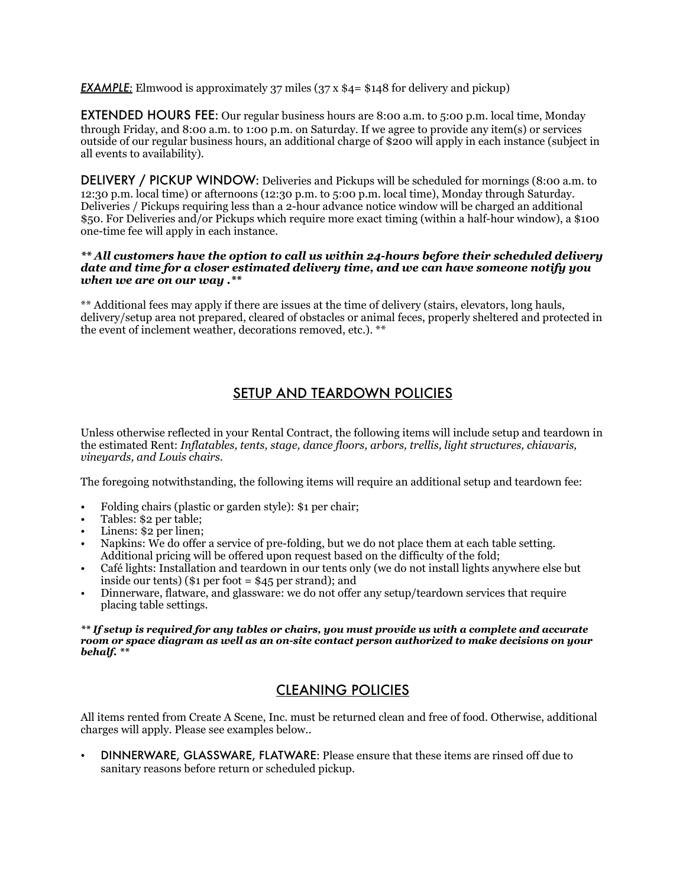***EXAMPLE:*** Elmwood is approximately 37 miles (37 x $4= $148 for delivery and pickup)

**EXTENDED HOURS FEE**: Our regular business hours are 8:00 a.m. to 5:00 p.m. local time, Monday through Friday, and 8:00 a.m. to 1:00 p.m. on Saturday. If we agree to provide any item(s) or services outside of our regular business hours, an additional charge of $200 will apply in each instance (subject in all events to availability).

**DELIVERY / PICKUP WINDOW**: Deliveries and Pickups will be scheduled for mornings (8:00 a.m. to 12:30 p.m. local time) or afternoons (12:30 p.m. to 5:00 p.m. local time), Monday through Saturday. Deliveries / Pickups requiring less than a 2-hour advance notice window will be charged an additional $50. For Deliveries and/or Pickups which require more exact timing (within a half-hour window), a $100 one-time fee will apply in each instance.

***\*\* All customers have the option to call us within 24-hours before their scheduled delivery date and time for a closer estimated delivery time, and we can have someone notify you when we are on our way .\*\****

** Additional fees may apply if there are issues at the time of delivery (stairs, elevators, long hauls, delivery/setup area not prepared, cleared of obstacles or animal feces, properly sheltered and protected in the event of inclement weather, decorations removed, etc.). **

## SETUP AND TEARDOWN POLICIES

Unless otherwise reflected in your Rental Contract, the following items will include setup and teardown in the estimated Rent: *Inflatables, tents, stage, dance floors, arbors, trellis, light structures, chiavaris, vineyards, and Louis chairs.*

The foregoing notwithstanding, the following items will require an additional setup and teardown fee:

- Folding chairs (plastic or garden style): $1 per chair;
- Tables: $2 per table;
- Linens: $2 per linen;
- Napkins: We do offer a service of pre-folding, but we do not place them at each table setting. Additional pricing will be offered upon request based on the difficulty of the fold;
- Café lights: Installation and teardown in our tents only (we do not install lights anywhere else but inside our tents) ($1 per foot = $45 per strand); and
- Dinnerware, flatware, and glassware: we do not offer any setup/teardown services that require placing table settings.

***\*\* If setup is required for any tables or chairs, you must provide us with a complete and accurate room or space diagram as well as an on-site contact person authorized to make decisions on your behalf. \*\****

## CLEANING POLICIES

All items rented from Create A Scene, Inc. must be returned clean and free of food. Otherwise, additional charges will apply. Please see examples below..

- **DINNERWARE, GLASSWARE, FLATWARE**: Please ensure that these items are rinsed off due to sanitary reasons before return or scheduled pickup.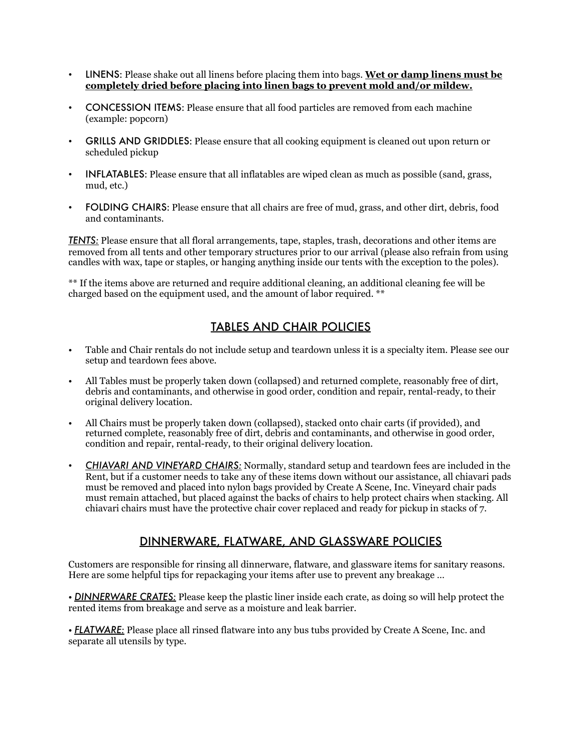- LINENS: Please shake out all linens before placing them into bags. **Wet or damp linens must be completely dried before placing into linen bags to prevent mold and/or mildew.**
- CONCESSION ITEMS: Please ensure that all food particles are removed from each machine (example: popcorn)
- GRILLS AND GRIDDLES: Please ensure that all cooking equipment is cleaned out upon return or scheduled pickup
- INFLATABLES: Please ensure that all inflatables are wiped clean as much as possible (sand, grass, mud, etc.)
- FOLDING CHAIRS: Please ensure that all chairs are free of mud, grass, and other dirt, debris, food and contaminants.

***TENTS:*** Please ensure that all floral arrangements, tape, staples, trash, decorations and other items are removed from all tents and other temporary structures prior to our arrival (please also refrain from using candles with wax, tape or staples, or hanging anything inside our tents with the exception to the poles).

** If the items above are returned and require additional cleaning, an additional cleaning fee will be charged based on the equipment used, and the amount of labor required. **

## TABLES AND CHAIR POLICIES

- Table and Chair rentals do not include setup and teardown unless it is a specialty item. Please see our setup and teardown fees above.
- All Tables must be properly taken down (collapsed) and returned complete, reasonably free of dirt, debris and contaminants, and otherwise in good order, condition and repair, rental-ready, to their original delivery location.
- All Chairs must be properly taken down (collapsed), stacked onto chair carts (if provided), and returned complete, reasonably free of dirt, debris and contaminants, and otherwise in good order, condition and repair, rental-ready, to their original delivery location.
- ***CHIAVARI AND VINEYARD CHAIRS:*** Normally, standard setup and teardown fees are included in the Rent, but if a customer needs to take any of these items down without our assistance, all chiavari pads must be removed and placed into nylon bags provided by Create A Scene, Inc. Vineyard chair pads must remain attached, but placed against the backs of chairs to help protect chairs when stacking. All chiavari chairs must have the protective chair cover replaced and ready for pickup in stacks of 7.

## DINNERWARE, FLATWARE, AND GLASSWARE POLICIES

Customers are responsible for rinsing all dinnerware, flatware, and glassware items for sanitary reasons. Here are some helpful tips for repackaging your items after use to prevent any breakage …

• ***DINNERWARE CRATES:*** Please keep the plastic liner inside each crate, as doing so will help protect the rented items from breakage and serve as a moisture and leak barrier.

• ***FLATWARE:*** Please place all rinsed flatware into any bus tubs provided by Create A Scene, Inc. and separate all utensils by type.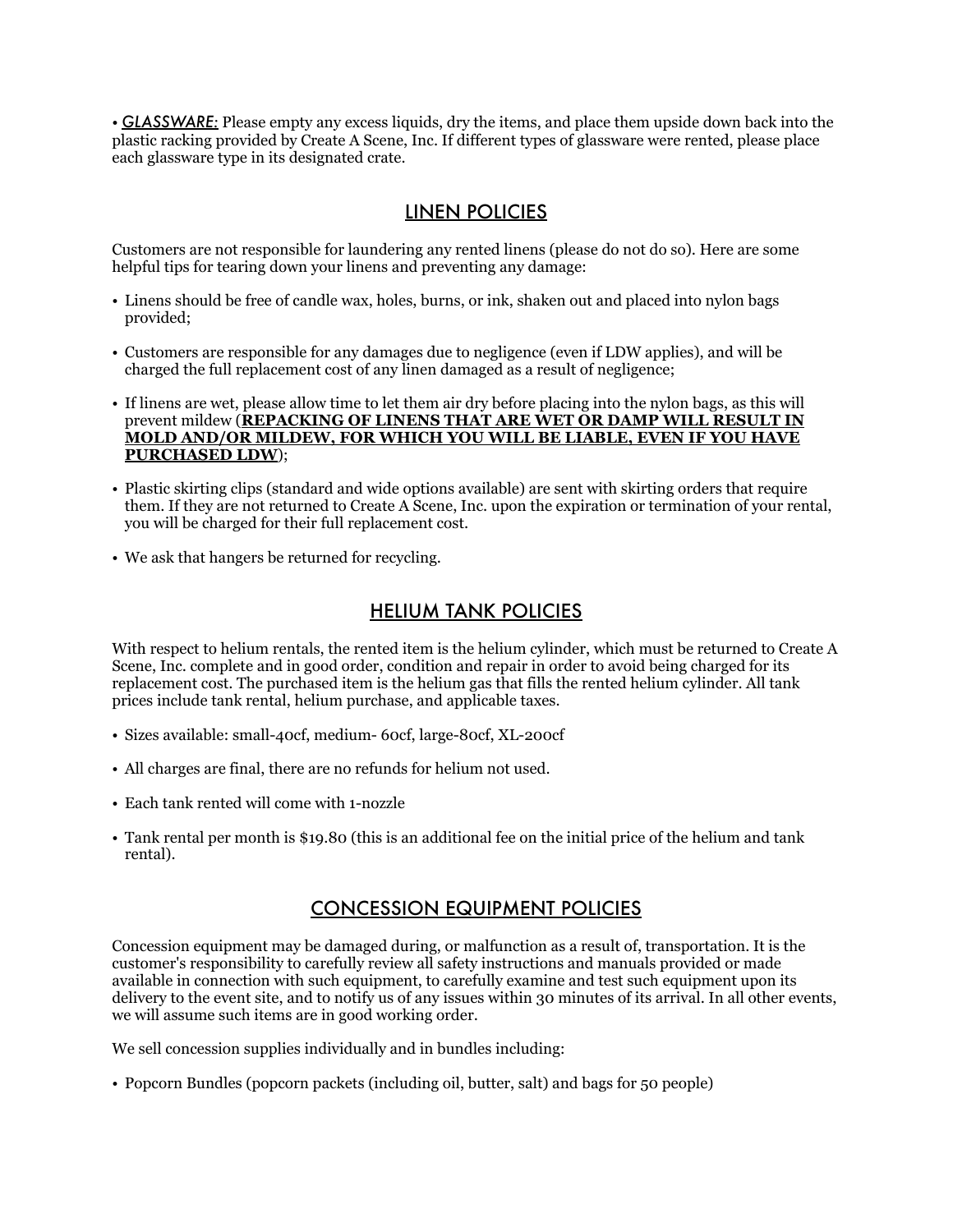• ***GLASSWARE:*** Please empty any excess liquids, dry the items, and place them upside down back into the plastic racking provided by Create A Scene, Inc. If different types of glassware were rented, please place each glassware type in its designated crate.

## LINEN POLICIES

Customers are not responsible for laundering any rented linens (please do not do so). Here are some helpful tips for tearing down your linens and preventing any damage:

- Linens should be free of candle wax, holes, burns, or ink, shaken out and placed into nylon bags provided;
- Customers are responsible for any damages due to negligence (even if LDW applies), and will be charged the full replacement cost of any linen damaged as a result of negligence;
- If linens are wet, please allow time to let them air dry before placing into the nylon bags, as this will prevent mildew (**REPACKING OF LINENS THAT ARE WET OR DAMP WILL RESULT IN MOLD AND/OR MILDEW, FOR WHICH YOU WILL BE LIABLE, EVEN IF YOU HAVE PURCHASED LDW**);
- Plastic skirting clips (standard and wide options available) are sent with skirting orders that require them. If they are not returned to Create A Scene, Inc. upon the expiration or termination of your rental, you will be charged for their full replacement cost.
- We ask that hangers be returned for recycling.

## HELIUM TANK POLICIES

With respect to helium rentals, the rented item is the helium cylinder, which must be returned to Create A Scene, Inc. complete and in good order, condition and repair in order to avoid being charged for its replacement cost. The purchased item is the helium gas that fills the rented helium cylinder. All tank prices include tank rental, helium purchase, and applicable taxes.

- Sizes available: small-40cf, medium- 60cf, large-80cf, XL-200cf
- All charges are final, there are no refunds for helium not used.
- Each tank rented will come with 1-nozzle
- Tank rental per month is $19.80 (this is an additional fee on the initial price of the helium and tank rental).

## CONCESSION EQUIPMENT POLICIES

Concession equipment may be damaged during, or malfunction as a result of, transportation. It is the customer's responsibility to carefully review all safety instructions and manuals provided or made available in connection with such equipment, to carefully examine and test such equipment upon its delivery to the event site, and to notify us of any issues within 30 minutes of its arrival. In all other events, we will assume such items are in good working order.

We sell concession supplies individually and in bundles including:

- Popcorn Bundles (popcorn packets (including oil, butter, salt) and bags for 50 people)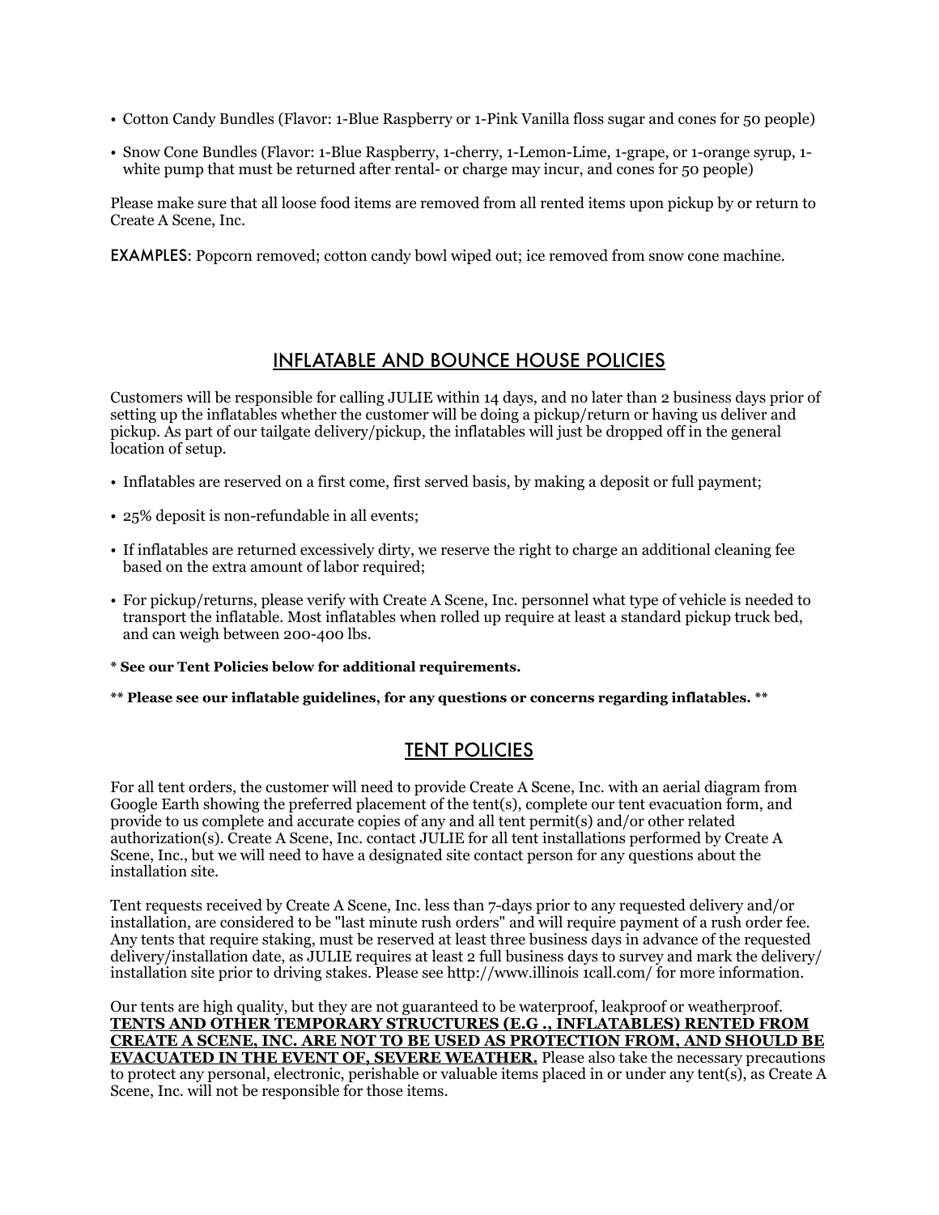- Cotton Candy Bundles (Flavor: 1-Blue Raspberry or 1-Pink Vanilla floss sugar and cones for 50 people)
- Snow Cone Bundles (Flavor: 1-Blue Raspberry, 1-cherry, 1-Lemon-Lime, 1-grape, or 1-orange syrup, 1-white pump that must be returned after rental- or charge may incur, and cones for 50 people)

Please make sure that all loose food items are removed from all rented items upon pickup by or return to Create A Scene, Inc.

EXAMPLES: Popcorn removed; cotton candy bowl wiped out; ice removed from snow cone machine.

## INFLATABLE AND BOUNCE HOUSE POLICIES

Customers will be responsible for calling JULIE within 14 days, and no later than 2 business days prior of setting up the inflatables whether the customer will be doing a pickup/return or having us deliver and pickup. As part of our tailgate delivery/pickup, the inflatables will just be dropped off in the general location of setup.

- Inflatables are reserved on a first come, first served basis, by making a deposit or full payment;
- 25% deposit is non-refundable in all events;
- If inflatables are returned excessively dirty, we reserve the right to charge an additional cleaning fee based on the extra amount of labor required;
- For pickup/returns, please verify with Create A Scene, Inc. personnel what type of vehicle is needed to transport the inflatable. Most inflatables when rolled up require at least a standard pickup truck bed, and can weigh between 200-400 lbs.

**\* See our Tent Policies below for additional requirements.**

**\*\* Please see our inflatable guidelines, for any questions or concerns regarding inflatables. \*\***

## TENT POLICIES

For all tent orders, the customer will need to provide Create A Scene, Inc. with an aerial diagram from Google Earth showing the preferred placement of the tent(s), complete our tent evacuation form, and provide to us complete and accurate copies of any and all tent permit(s) and/or other related authorization(s). Create A Scene, Inc. contact JULIE for all tent installations performed by Create A Scene, Inc., but we will need to have a designated site contact person for any questions about the installation site.

Tent requests received by Create A Scene, Inc. less than 7-days prior to any requested delivery and/or installation, are considered to be "last minute rush orders" and will require payment of a rush order fee. Any tents that require staking, must be reserved at least three business days in advance of the requested delivery/installation date, as JULIE requires at least 2 full business days to survey and mark the delivery/installation site prior to driving stakes. Please see http://www.illinois 1call.com/ for more information.

Our tents are high quality, but they are not guaranteed to be waterproof, leakproof or weatherproof. **TENTS AND OTHER TEMPORARY STRUCTURES (E.G ., INFLATABLES) RENTED FROM CREATE A SCENE, INC. ARE NOT TO BE USED AS PROTECTION FROM, AND SHOULD BE EVACUATED IN THE EVENT OF, SEVERE WEATHER.** Please also take the necessary precautions to protect any personal, electronic, perishable or valuable items placed in or under any tent(s), as Create A Scene, Inc. will not be responsible for those items.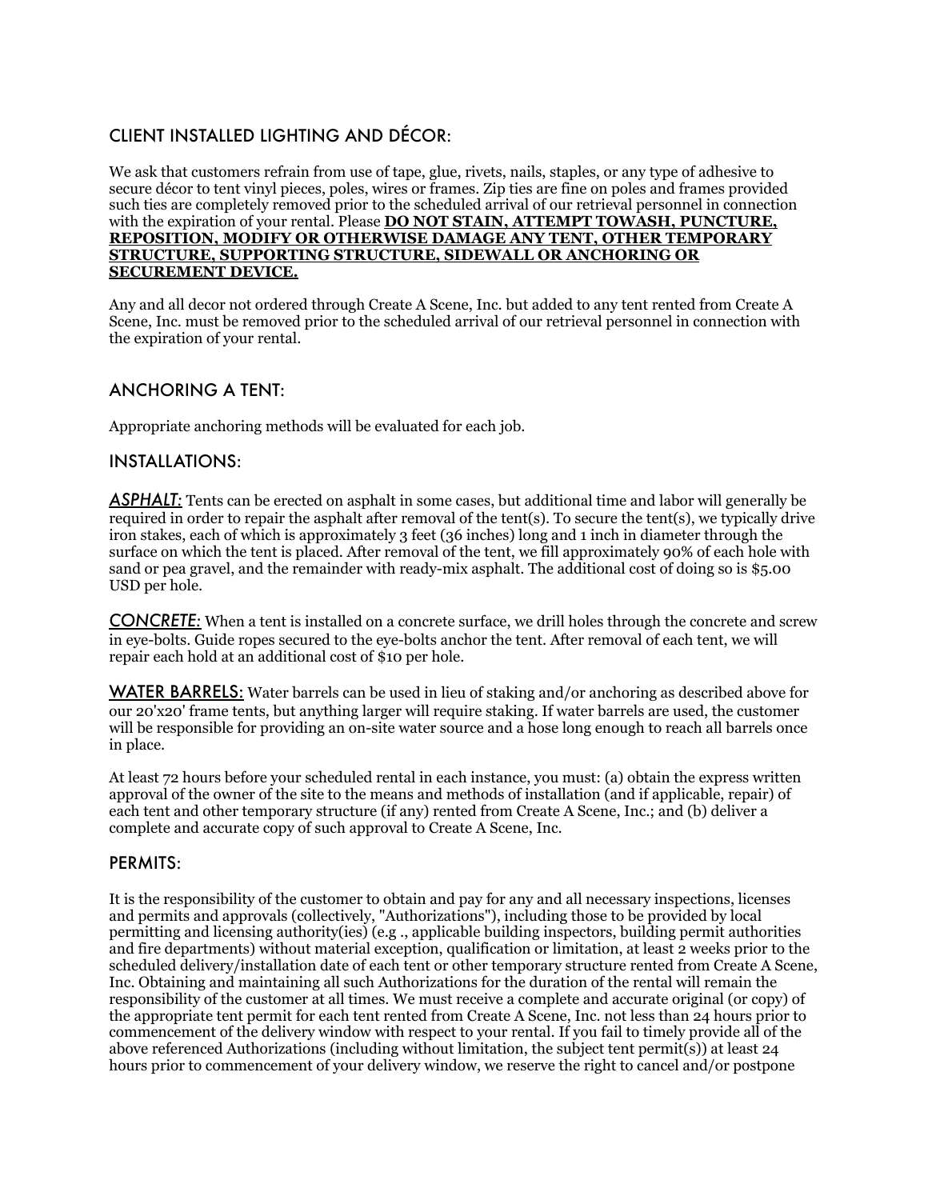## CLIENT INSTALLED LIGHTING AND DÉCOR:

We ask that customers refrain from use of tape, glue, rivets, nails, staples, or any type of adhesive to secure décor to tent vinyl pieces, poles, wires or frames. Zip ties are fine on poles and frames provided such ties are completely removed prior to the scheduled arrival of our retrieval personnel in connection with the expiration of your rental. Please **DO NOT STAIN, ATTEMPT TOWASH, PUNCTURE, REPOSITION, MODIFY OR OTHERWISE DAMAGE ANY TENT, OTHER TEMPORARY STRUCTURE, SUPPORTING STRUCTURE, SIDEWALL OR ANCHORING OR SECUREMENT DEVICE.**

Any and all decor not ordered through Create A Scene, Inc. but added to any tent rented from Create A Scene, Inc. must be removed prior to the scheduled arrival of our retrieval personnel in connection with the expiration of your rental.

## ANCHORING A TENT:

Appropriate anchoring methods will be evaluated for each job.

## INSTALLATIONS:

***ASPHALT:*** Tents can be erected on asphalt in some cases, but additional time and labor will generally be required in order to repair the asphalt after removal of the tent(s). To secure the tent(s), we typically drive iron stakes, each of which is approximately 3 feet (36 inches) long and 1 inch in diameter through the surface on which the tent is placed. After removal of the tent, we fill approximately 90% of each hole with sand or pea gravel, and the remainder with ready-mix asphalt. The additional cost of doing so is $5.00 USD per hole.

***CONCRETE:*** When a tent is installed on a concrete surface, we drill holes through the concrete and screw in eye-bolts. Guide ropes secured to the eye-bolts anchor the tent. After removal of each tent, we will repair each hold at an additional cost of $10 per hole.

**WATER BARRELS:** Water barrels can be used in lieu of staking and/or anchoring as described above for our 20'x20' frame tents, but anything larger will require staking. If water barrels are used, the customer will be responsible for providing an on-site water source and a hose long enough to reach all barrels once in place.

At least 72 hours before your scheduled rental in each instance, you must: (a) obtain the express written approval of the owner of the site to the means and methods of installation (and if applicable, repair) of each tent and other temporary structure (if any) rented from Create A Scene, Inc.; and (b) deliver a complete and accurate copy of such approval to Create A Scene, Inc.

## PERMITS:

It is the responsibility of the customer to obtain and pay for any and all necessary inspections, licenses and permits and approvals (collectively, "Authorizations"), including those to be provided by local permitting and licensing authority(ies) (e.g ., applicable building inspectors, building permit authorities and fire departments) without material exception, qualification or limitation, at least 2 weeks prior to the scheduled delivery/installation date of each tent or other temporary structure rented from Create A Scene, Inc. Obtaining and maintaining all such Authorizations for the duration of the rental will remain the responsibility of the customer at all times. We must receive a complete and accurate original (or copy) of the appropriate tent permit for each tent rented from Create A Scene, Inc. not less than 24 hours prior to commencement of the delivery window with respect to your rental. If you fail to timely provide all of the above referenced Authorizations (including without limitation, the subject tent permit(s)) at least 24 hours prior to commencement of your delivery window, we reserve the right to cancel and/or postpone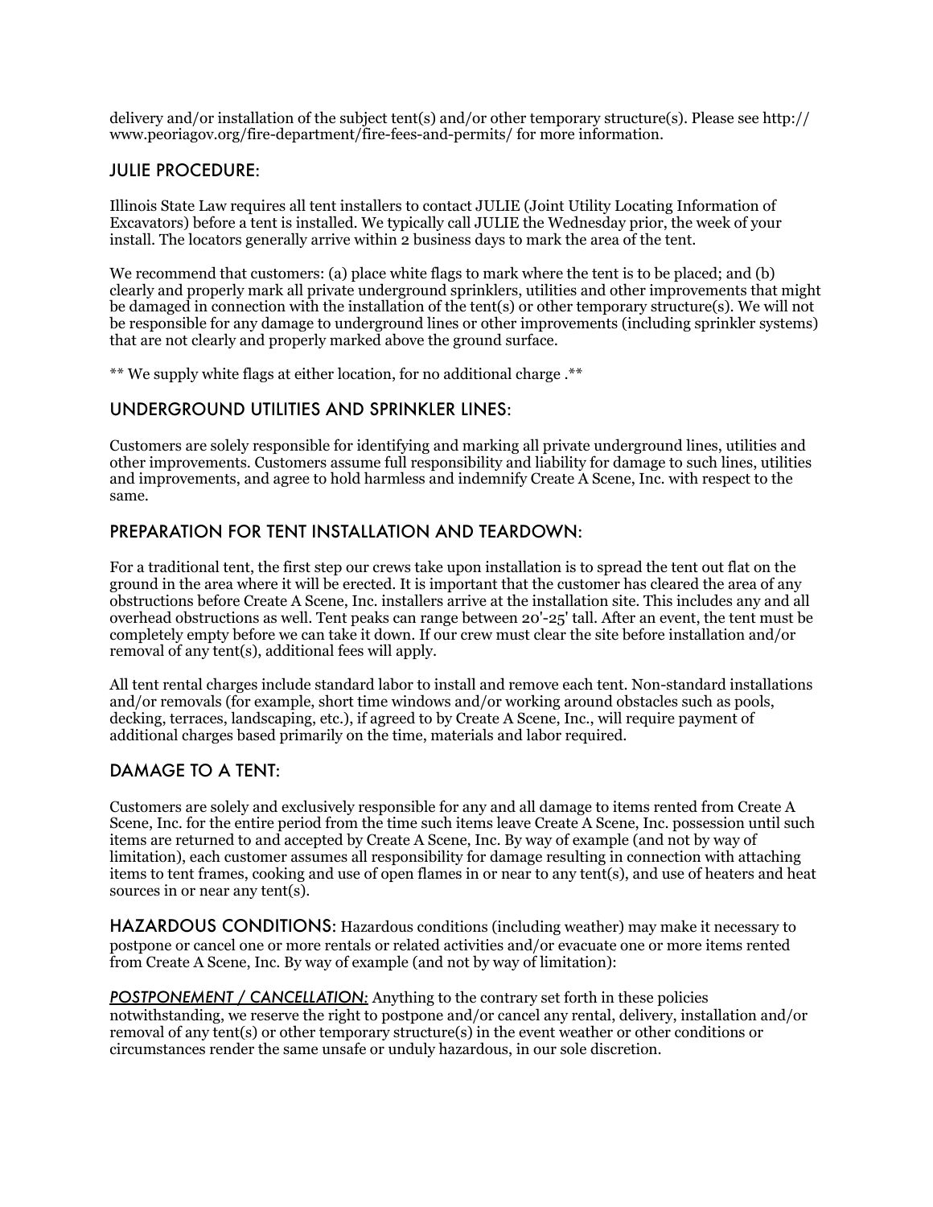delivery and/or installation of the subject tent(s) and/or other temporary structure(s). Please see http://www.peoriagov.org/fire-department/fire-fees-and-permits/ for more information.

## JULIE PROCEDURE:

Illinois State Law requires all tent installers to contact JULIE (Joint Utility Locating Information of Excavators) before a tent is installed. We typically call JULIE the Wednesday prior, the week of your install. The locators generally arrive within 2 business days to mark the area of the tent.

We recommend that customers: (a) place white flags to mark where the tent is to be placed; and (b) clearly and properly mark all private underground sprinklers, utilities and other improvements that might be damaged in connection with the installation of the tent(s) or other temporary structure(s). We will not be responsible for any damage to underground lines or other improvements (including sprinkler systems) that are not clearly and properly marked above the ground surface.

** We supply white flags at either location, for no additional charge .**

## UNDERGROUND UTILITIES AND SPRINKLER LINES:

Customers are solely responsible for identifying and marking all private underground lines, utilities and other improvements. Customers assume full responsibility and liability for damage to such lines, utilities and improvements, and agree to hold harmless and indemnify Create A Scene, Inc. with respect to the same.

## PREPARATION FOR TENT INSTALLATION AND TEARDOWN:

For a traditional tent, the first step our crews take upon installation is to spread the tent out flat on the ground in the area where it will be erected. It is important that the customer has cleared the area of any obstructions before Create A Scene, Inc. installers arrive at the installation site. This includes any and all overhead obstructions as well. Tent peaks can range between 20'-25' tall. After an event, the tent must be completely empty before we can take it down. If our crew must clear the site before installation and/or removal of any tent(s), additional fees will apply.

All tent rental charges include standard labor to install and remove each tent. Non-standard installations and/or removals (for example, short time windows and/or working around obstacles such as pools, decking, terraces, landscaping, etc.), if agreed to by Create A Scene, Inc., will require payment of additional charges based primarily on the time, materials and labor required.

## DAMAGE TO A TENT:

Customers are solely and exclusively responsible for any and all damage to items rented from Create A Scene, Inc. for the entire period from the time such items leave Create A Scene, Inc. possession until such items are returned to and accepted by Create A Scene, Inc. By way of example (and not by way of limitation), each customer assumes all responsibility for damage resulting in connection with attaching items to tent frames, cooking and use of open flames in or near to any tent(s), and use of heaters and heat sources in or near any tent(s).

**HAZARDOUS CONDITIONS:** Hazardous conditions (including weather) may make it necessary to postpone or cancel one or more rentals or related activities and/or evacuate one or more items rented from Create A Scene, Inc. By way of example (and not by way of limitation):

***POSTPONEMENT / CANCELLATION:*** Anything to the contrary set forth in these policies notwithstanding, we reserve the right to postpone and/or cancel any rental, delivery, installation and/or removal of any tent(s) or other temporary structure(s) in the event weather or other conditions or circumstances render the same unsafe or unduly hazardous, in our sole discretion.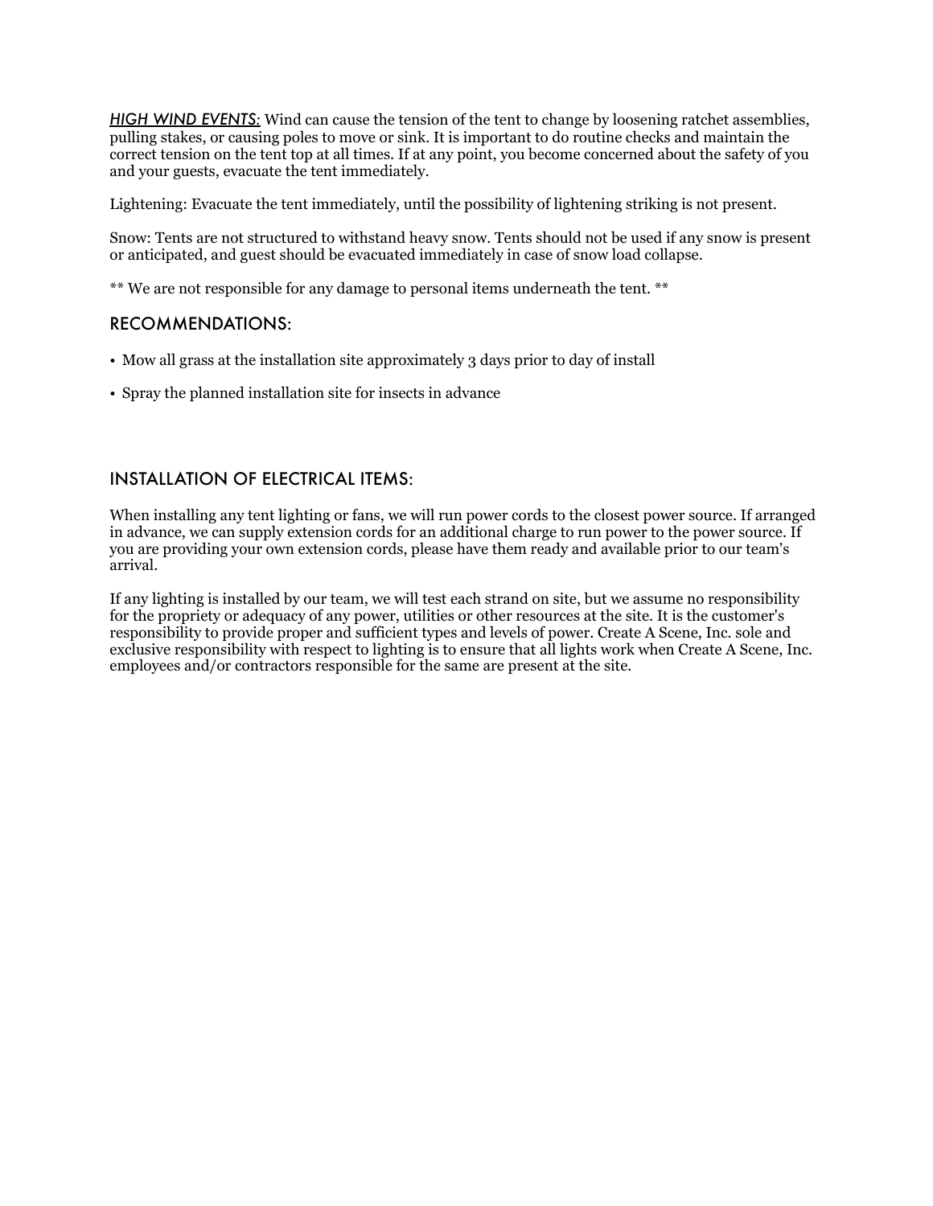***HIGH WIND EVENTS:*** Wind can cause the tension of the tent to change by loosening ratchet assemblies, pulling stakes, or causing poles to move or sink. It is important to do routine checks and maintain the correct tension on the tent top at all times. If at any point, you become concerned about the safety of you and your guests, evacuate the tent immediately.

Lightening: Evacuate the tent immediately, until the possibility of lightening striking is not present.

Snow: Tents are not structured to withstand heavy snow. Tents should not be used if any snow is present or anticipated, and guest should be evacuated immediately in case of snow load collapse.

** We are not responsible for any damage to personal items underneath the tent. **

## RECOMMENDATIONS:

- Mow all grass at the installation site approximately 3 days prior to day of install
- Spray the planned installation site for insects in advance

## INSTALLATION OF ELECTRICAL ITEMS:

When installing any tent lighting or fans, we will run power cords to the closest power source. If arranged in advance, we can supply extension cords for an additional charge to run power to the power source. If you are providing your own extension cords, please have them ready and available prior to our team's arrival.

If any lighting is installed by our team, we will test each strand on site, but we assume no responsibility for the propriety or adequacy of any power, utilities or other resources at the site. It is the customer's responsibility to provide proper and sufficient types and levels of power. Create A Scene, Inc. sole and exclusive responsibility with respect to lighting is to ensure that all lights work when Create A Scene, Inc. employees and/or contractors responsible for the same are present at the site.